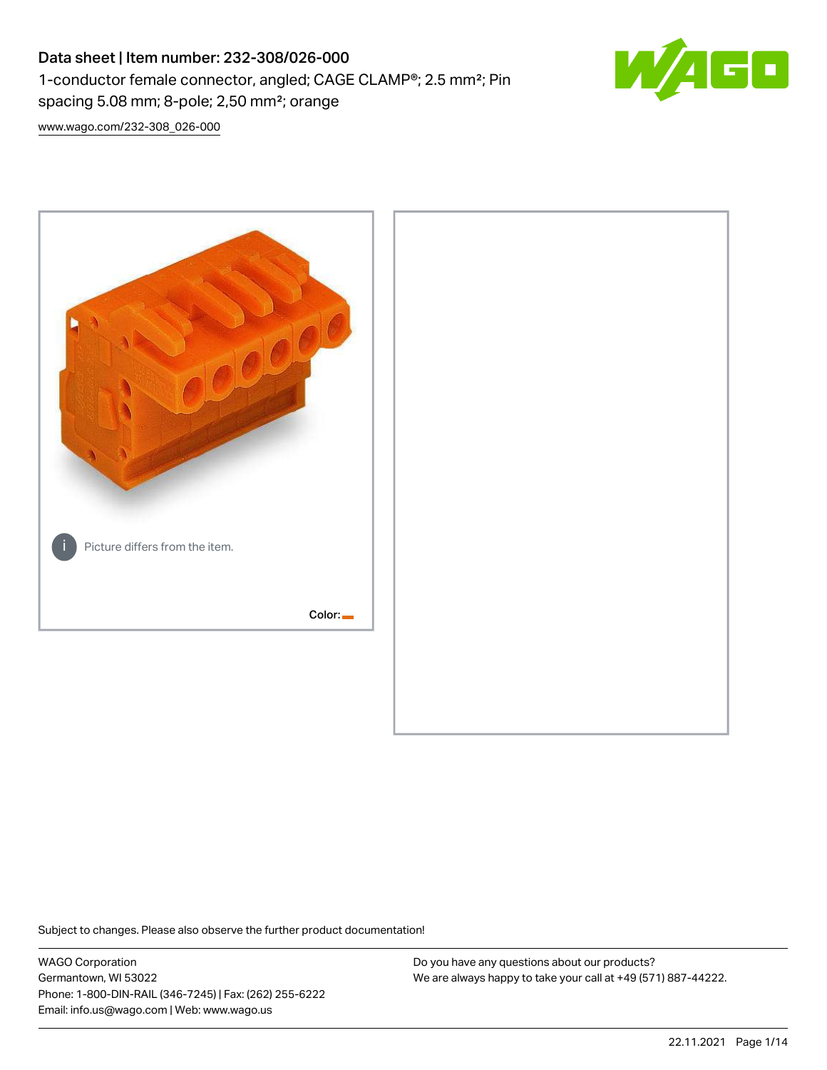# Data sheet | Item number: 232-308/026-000

1-conductor female connector, angled; CAGE CLAMP®; 2.5 mm²; Pin spacing 5.08 mm; 8-pole; 2,50 mm²; orange

www.wago.com/232-308_026-000

Picture differs from the item.

Color:

Subject to changes. Please also observe the further product documentation!

WAGO Corporation
Germantown, WI 53022
Phone: 1-800-DIN-RAIL (346-7245) | Fax: (262) 255-6222
Email: info.us@wago.com | Web: www.wago.us

Do you have any questions about our products?
We are always happy to take your call at +49 (571) 887-44222.

22.11.2021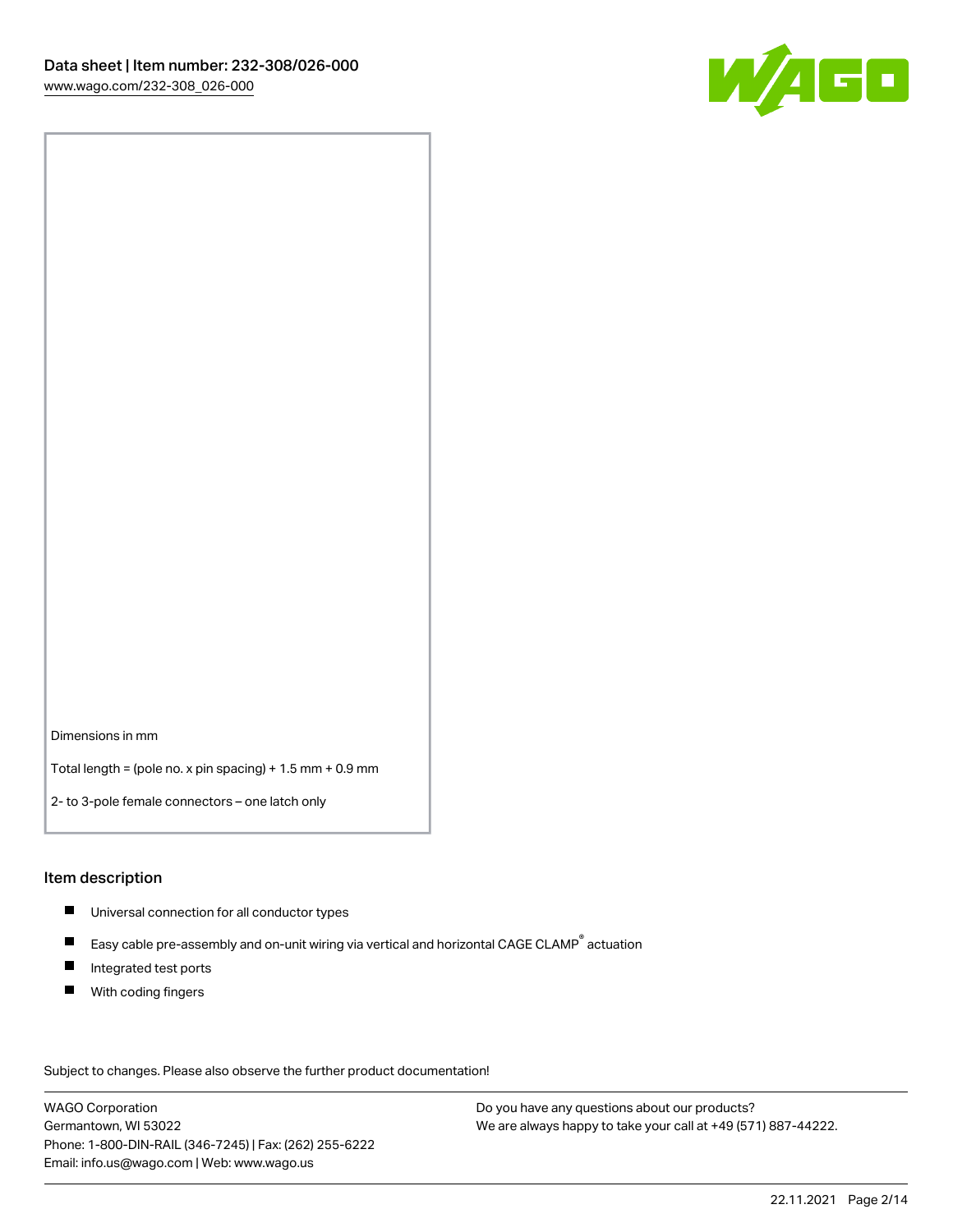Dimensions in mm

Total length = (pole no. x pin spacing) + 1.5 mm + 0.9 mm

2- to 3-pole female connectors – one latch only

## Item description

- Universal connection for all conductor types
- Easy cable pre-assembly and on-unit wiring via vertical and horizontal CAGE CLAMP® actuation
- Integrated test ports
- With coding fingers

Subject to changes. Please also observe the further product documentation!

WAGO Corporation
Germantown, WI 53022
Phone: 1-800-DIN-RAIL (346-7245) | Fax: (262) 255-6222
Email: info.us@wago.com | Web: www.wago.us

Do you have any questions about our products?
We are always happy to take your call at +49 (571) 887-44222.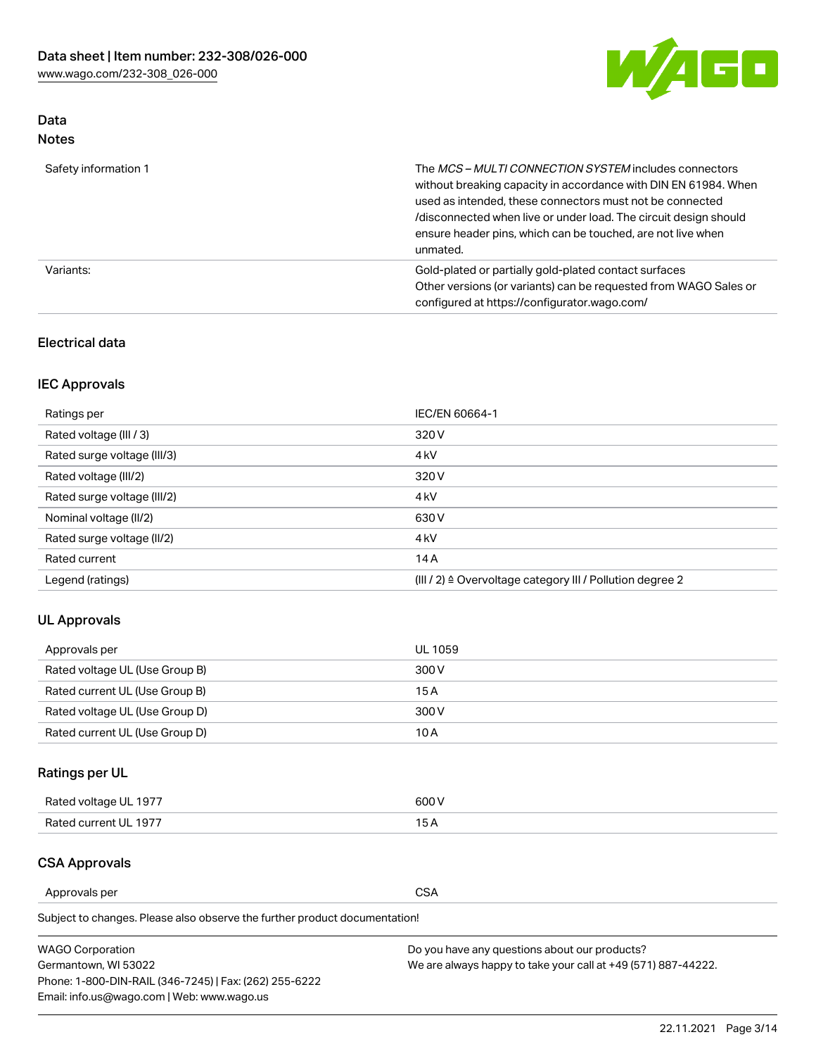## Data
### Notes

| | |
|---|---|
| Safety information 1 | The *MCS – MULTI CONNECTION SYSTEM* includes connectors without breaking capacity in accordance with DIN EN 61984. When used as intended, these connectors must not be connected /disconnected when live or under load. The circuit design should ensure header pins, which can be touched, are not live when unmated. |
| Variants: | Gold-plated or partially gold-plated contact surfaces<br>Other versions (or variants) can be requested from WAGO Sales or configured at https://configurator.wago.com/ |

### Electrical data

### IEC Approvals

| | |
|---|---|
| Ratings per | IEC/EN 60664-1 |
| Rated voltage (III / 3) | 320 V |
| Rated surge voltage (III/3) | 4 kV |
| Rated voltage (III/2) | 320 V |
| Rated surge voltage (III/2) | 4 kV |
| Nominal voltage (II/2) | 630 V |
| Rated surge voltage (II/2) | 4 kV |
| Rated current | 14 A |
| Legend (ratings) | (III / 2) ≙ Overvoltage category III / Pollution degree 2 |

### UL Approvals

| | |
|---|---|
| Approvals per | UL 1059 |
| Rated voltage UL (Use Group B) | 300 V |
| Rated current UL (Use Group B) | 15 A |
| Rated voltage UL (Use Group D) | 300 V |
| Rated current UL (Use Group D) | 10 A |

### Ratings per UL

| | |
|---|---|
| Rated voltage UL 1977 | 600 V |
| Rated current UL 1977 | 15 A |

### CSA Approvals

| | |
|---|---|
| Approvals per | CSA |

Subject to changes. Please also observe the further product documentation!

WAGO Corporation
Germantown, WI 53022
Phone: 1-800-DIN-RAIL (346-7245) | Fax: (262) 255-6222
Email: info.us@wago.com | Web: www.wago.us

Do you have any questions about our products?
We are always happy to take your call at +49 (571) 887-44222.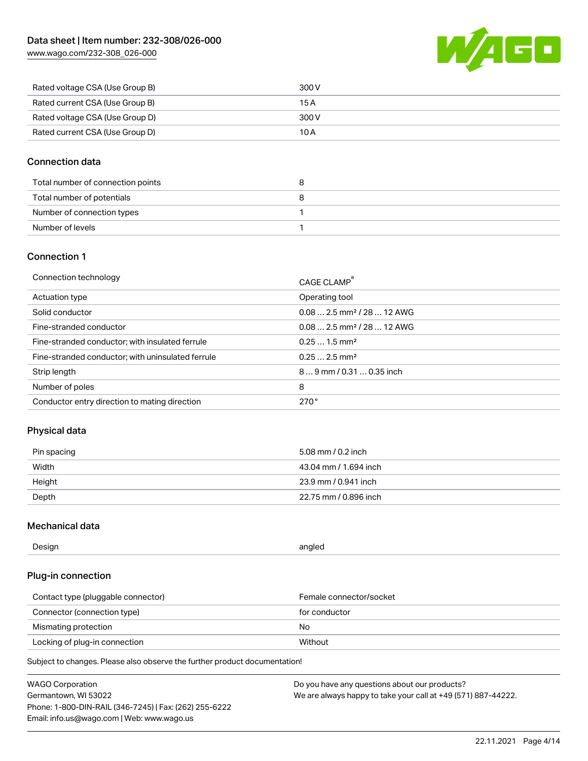| Rated voltage CSA (Use Group B) | 300 V |
| --- | --- |
| Rated current CSA (Use Group B) | 15 A |
| Rated voltage CSA (Use Group D) | 300 V |
| Rated current CSA (Use Group D) | 10 A |

## Connection data

| Total number of connection points | 8 |
| --- | --- |
| Total number of potentials | 8 |
| Number of connection types | 1 |
| Number of levels | 1 |

## Connection 1

| Connection technology | CAGE CLAMP® |
| --- | --- |
| Actuation type | Operating tool |
| Solid conductor | 0.08 … 2.5 mm² / 28 … 12 AWG |
| Fine-stranded conductor | 0.08 … 2.5 mm² / 28 … 12 AWG |
| Fine-stranded conductor; with insulated ferrule | 0.25 … 1.5 mm² |
| Fine-stranded conductor; with uninsulated ferrule | 0.25 … 2.5 mm² |
| Strip length | 8 … 9 mm / 0.31 … 0.35 inch |
| Number of poles | 8 |
| Conductor entry direction to mating direction | 270 ° |

## Physical data

| Pin spacing | 5.08 mm / 0.2 inch |
| --- | --- |
| Width | 43.04 mm / 1.694 inch |
| Height | 23.9 mm / 0.941 inch |
| Depth | 22.75 mm / 0.896 inch |

## Mechanical data

| Design | angled |
| --- | --- |

## Plug-in connection

| Contact type (pluggable connector) | Female connector/socket |
| --- | --- |
| Connector (connection type) | for conductor |
| Mismating protection | No |
| Locking of plug-in connection | Without |

Subject to changes. Please also observe the further product documentation!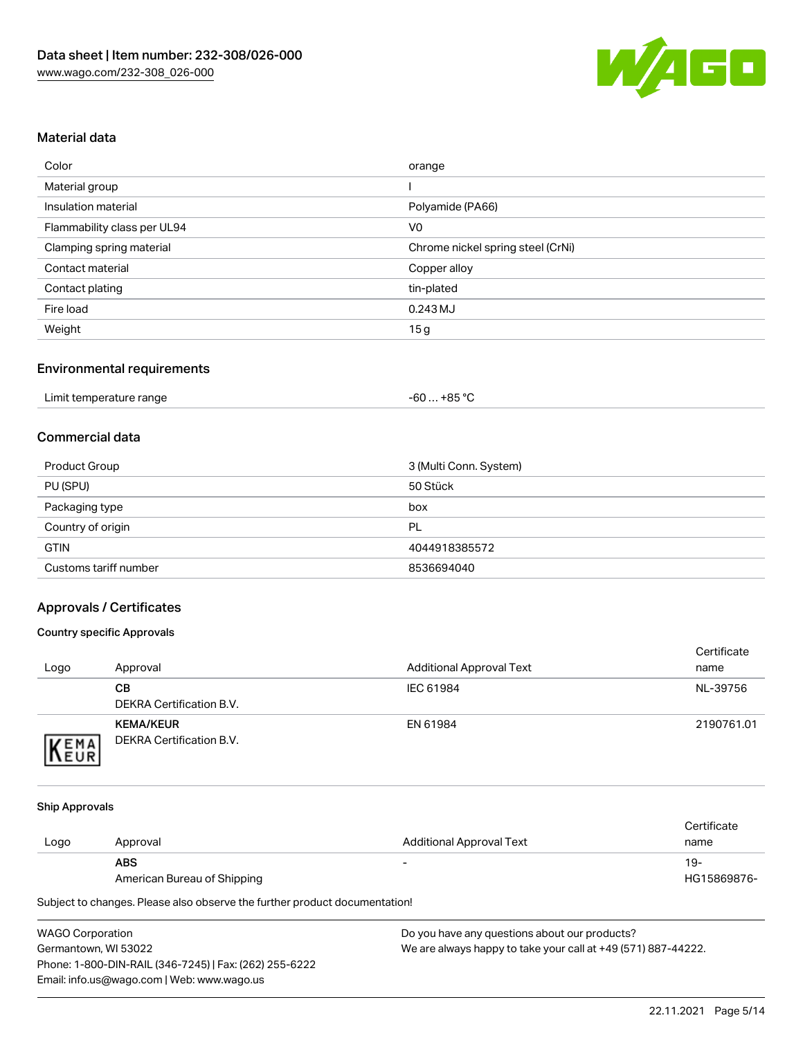## Material data

| | |
|---|---|
| Color | orange |
| Material group | I |
| Insulation material | Polyamide (PA66) |
| Flammability class per UL94 | V0 |
| Clamping spring material | Chrome nickel spring steel (CrNi) |
| Contact material | Copper alloy |
| Contact plating | tin-plated |
| Fire load | 0.243 MJ |
| Weight | 15 g |

## Environmental requirements

| | |
|---|---|
| Limit temperature range | -60 … +85 °C |

## Commercial data

| | |
|---|---|
| Product Group | 3 (Multi Conn. System) |
| PU (SPU) | 50 Stück |
| Packaging type | box |
| Country of origin | PL |
| GTIN | 4044918385572 |
| Customs tariff number | 8536694040 |

## Approvals / Certificates

### Country specific Approvals

| Logo | Approval | Additional Approval Text | Certificate name |
|---|---|---|---|
| | **CB** DEKRA Certification B.V. | IEC 61984 | NL-39756 |
| KEMA EUR | **KEMA/KEUR** DEKRA Certification B.V. | EN 61984 | 2190761.01 |

### Ship Approvals

| Logo | Approval | Additional Approval Text | Certificate name |
|---|---|---|---|
| | **ABS** American Bureau of Shipping | - | 19-HG15869876- |

Subject to changes. Please also observe the further product documentation!

WAGO Corporation
Germantown, WI 53022
Phone: 1-800-DIN-RAIL (346-7245) | Fax: (262) 255-6222
Email: info.us@wago.com | Web: www.wago.us

Do you have any questions about our products?
We are always happy to take your call at +49 (571) 887-44222.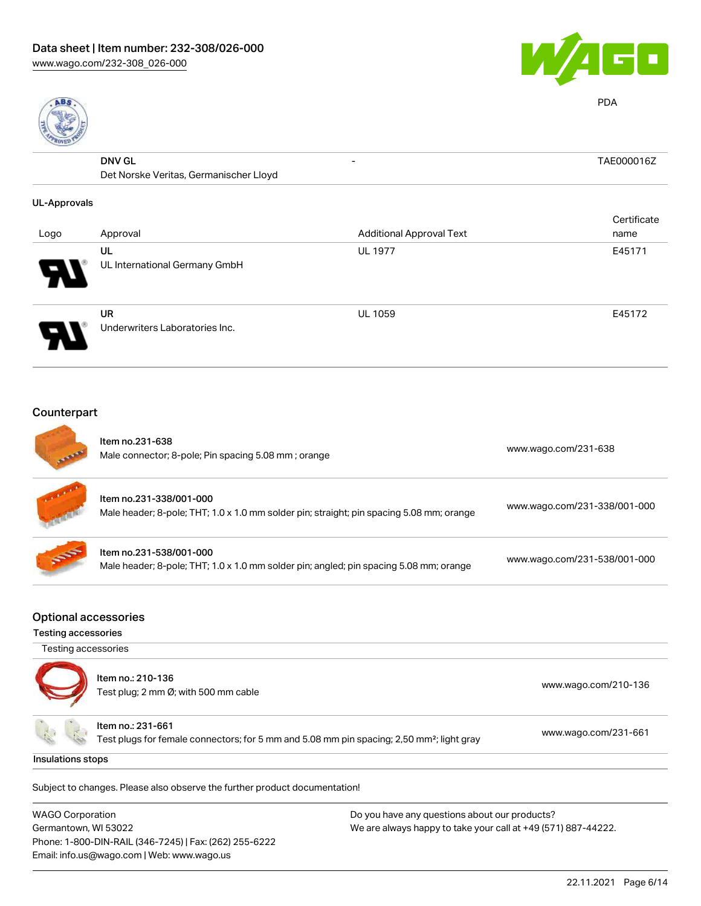| | | | |
|---|---|---|---|
| | **DNV GL**<br>Det Norske Veritas, Germanischer Lloyd | - | TAE000016Z |

**UL-Approvals**

| Logo | Approval | Additional Approval Text | Certificate name |
|---|---|---|---|
| | UL<br>UL International Germany GmbH | UL 1977 | E45171 |
| | UR<br>Underwriters Laboratories Inc. | UL 1059 | E45172 |

## Counterpart

| | | |
|---|---|---|
| | Item no.231-638<br>Male connector; 8-pole; Pin spacing 5.08 mm ; orange | www.wago.com/231-638 |
| | Item no.231-338/001-000<br>Male header; 8-pole; THT; 1.0 x 1.0 mm solder pin; straight; pin spacing 5.08 mm; orange | www.wago.com/231-338/001-000 |
| | Item no.231-538/001-000<br>Male header; 8-pole; THT; 1.0 x 1.0 mm solder pin; angled; pin spacing 5.08 mm; orange | www.wago.com/231-538/001-000 |

## Optional accessories

**Testing accessories**

Testing accessories

| | | |
|---|---|---|
| | Item no.: 210-136<br>Test plug; 2 mm Ø; with 500 mm cable | www.wago.com/210-136 |
| | Item no.: 231-661<br>Test plugs for female connectors; for 5 mm and 5.08 mm pin spacing; 2,50 mm²; light gray | www.wago.com/231-661 |

**Insulations stops**

Subject to changes. Please also observe the further product documentation!

WAGO Corporation
Germantown, WI 53022
Phone: 1-800-DIN-RAIL (346-7245) | Fax: (262) 255-6222
Email: info.us@wago.com | Web: www.wago.us

Do you have any questions about our products?
We are always happy to take your call at +49 (571) 887-44222.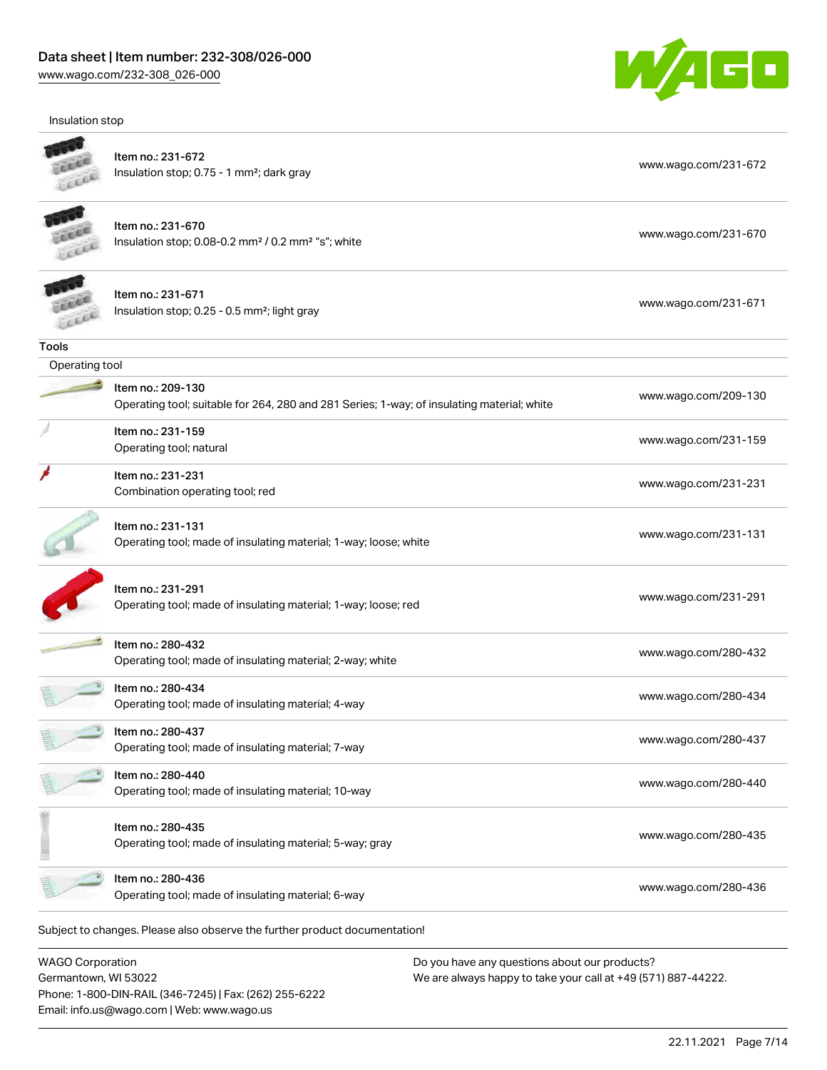Insulation stop

| | |
|---|---|
| Item no.: 231-672<br>Insulation stop; 0.75 - 1 mm²; dark gray | www.wago.com/231-672 |
| Item no.: 231-670<br>Insulation stop; 0.08-0.2 mm² / 0.2 mm² "s"; white | www.wago.com/231-670 |
| Item no.: 231-671<br>Insulation stop; 0.25 - 0.5 mm²; light gray | www.wago.com/231-671 |

### Tools

Operating tool

| | |
|---|---|
| Item no.: 209-130<br>Operating tool; suitable for 264, 280 and 281 Series; 1-way; of insulating material; white | www.wago.com/209-130 |
| Item no.: 231-159<br>Operating tool; natural | www.wago.com/231-159 |
| Item no.: 231-231<br>Combination operating tool; red | www.wago.com/231-231 |
| Item no.: 231-131<br>Operating tool; made of insulating material; 1-way; loose; white | www.wago.com/231-131 |
| Item no.: 231-291<br>Operating tool; made of insulating material; 1-way; loose; red | www.wago.com/231-291 |
| Item no.: 280-432<br>Operating tool; made of insulating material; 2-way; white | www.wago.com/280-432 |
| Item no.: 280-434<br>Operating tool; made of insulating material; 4-way | www.wago.com/280-434 |
| Item no.: 280-437<br>Operating tool; made of insulating material; 7-way | www.wago.com/280-437 |
| Item no.: 280-440<br>Operating tool; made of insulating material; 10-way | www.wago.com/280-440 |
| Item no.: 280-435<br>Operating tool; made of insulating material; 5-way; gray | www.wago.com/280-435 |
| Item no.: 280-436<br>Operating tool; made of insulating material; 6-way | www.wago.com/280-436 |

Subject to changes. Please also observe the further product documentation!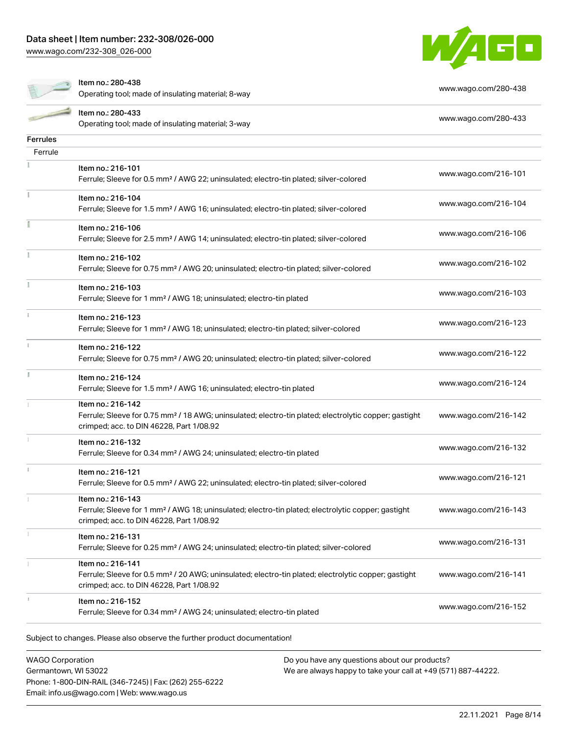| | | |
|---|---|---|
| | Item no.: 280-438<br>Operating tool; made of insulating material; 8-way | www.wago.com/280-438 |
| | Item no.: 280-433<br>Operating tool; made of insulating material; 3-way | www.wago.com/280-433 |

**Ferrules**

Ferrule

| | | |
|---|---|---|
| | Item no.: 216-101<br>Ferrule; Sleeve for 0.5 mm² / AWG 22; uninsulated; electro-tin plated; silver-colored | www.wago.com/216-101 |
| | Item no.: 216-104<br>Ferrule; Sleeve for 1.5 mm² / AWG 16; uninsulated; electro-tin plated; silver-colored | www.wago.com/216-104 |
| | Item no.: 216-106<br>Ferrule; Sleeve for 2.5 mm² / AWG 14; uninsulated; electro-tin plated; silver-colored | www.wago.com/216-106 |
| | Item no.: 216-102<br>Ferrule; Sleeve for 0.75 mm² / AWG 20; uninsulated; electro-tin plated; silver-colored | www.wago.com/216-102 |
| | Item no.: 216-103<br>Ferrule; Sleeve for 1 mm² / AWG 18; uninsulated; electro-tin plated | www.wago.com/216-103 |
| | Item no.: 216-123<br>Ferrule; Sleeve for 1 mm² / AWG 18; uninsulated; electro-tin plated; silver-colored | www.wago.com/216-123 |
| | Item no.: 216-122<br>Ferrule; Sleeve for 0.75 mm² / AWG 20; uninsulated; electro-tin plated; silver-colored | www.wago.com/216-122 |
| | Item no.: 216-124<br>Ferrule; Sleeve for 1.5 mm² / AWG 16; uninsulated; electro-tin plated | www.wago.com/216-124 |
| | Item no.: 216-142<br>Ferrule; Sleeve for 0.75 mm² / 18 AWG; uninsulated; electro-tin plated; electrolytic copper; gastight crimped; acc. to DIN 46228, Part 1/08.92 | www.wago.com/216-142 |
| | Item no.: 216-132<br>Ferrule; Sleeve for 0.34 mm² / AWG 24; uninsulated; electro-tin plated | www.wago.com/216-132 |
| | Item no.: 216-121<br>Ferrule; Sleeve for 0.5 mm² / AWG 22; uninsulated; electro-tin plated; silver-colored | www.wago.com/216-121 |
| | Item no.: 216-143<br>Ferrule; Sleeve for 1 mm² / AWG 18; uninsulated; electro-tin plated; electrolytic copper; gastight crimped; acc. to DIN 46228, Part 1/08.92 | www.wago.com/216-143 |
| | Item no.: 216-131<br>Ferrule; Sleeve for 0.25 mm² / AWG 24; uninsulated; electro-tin plated; silver-colored | www.wago.com/216-131 |
| | Item no.: 216-141<br>Ferrule; Sleeve for 0.5 mm² / 20 AWG; uninsulated; electro-tin plated; electrolytic copper; gastight crimped; acc. to DIN 46228, Part 1/08.92 | www.wago.com/216-141 |
| | Item no.: 216-152<br>Ferrule; Sleeve for 0.34 mm² / AWG 24; uninsulated; electro-tin plated | www.wago.com/216-152 |

Subject to changes. Please also observe the further product documentation!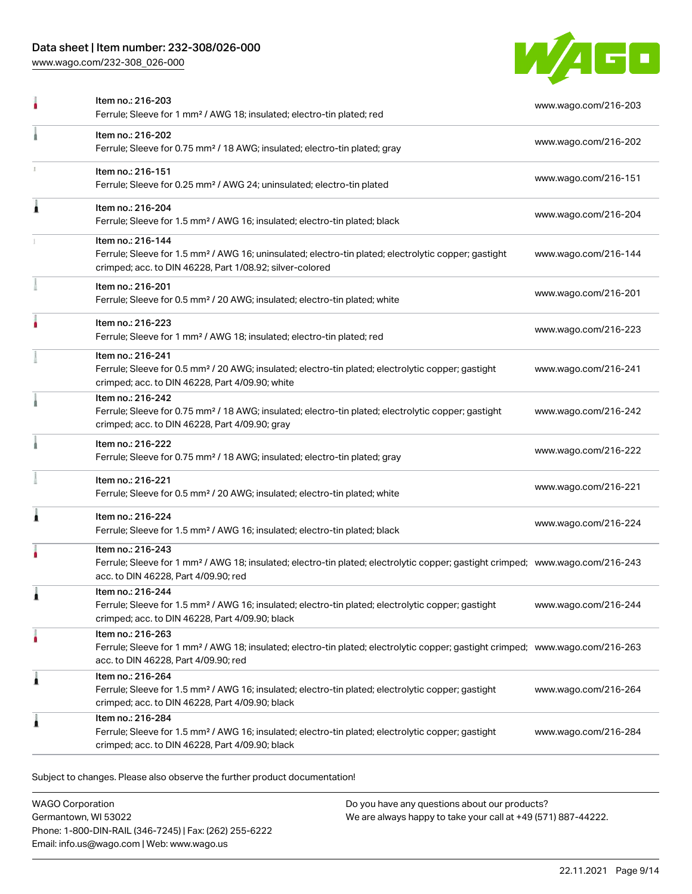| | | |
|---|---|---|
| | Item no.: 216-203<br>Ferrule; Sleeve for 1 mm² / AWG 18; insulated; electro-tin plated; red | www.wago.com/216-203 |
| | Item no.: 216-202<br>Ferrule; Sleeve for 0.75 mm² / 18 AWG; insulated; electro-tin plated; gray | www.wago.com/216-202 |
| | Item no.: 216-151<br>Ferrule; Sleeve for 0.25 mm² / AWG 24; uninsulated; electro-tin plated | www.wago.com/216-151 |
| | Item no.: 216-204<br>Ferrule; Sleeve for 1.5 mm² / AWG 16; insulated; electro-tin plated; black | www.wago.com/216-204 |
| | Item no.: 216-144<br>Ferrule; Sleeve for 1.5 mm² / AWG 16; uninsulated; electro-tin plated; electrolytic copper; gastight crimped; acc. to DIN 46228, Part 1/08.92; silver-colored | www.wago.com/216-144 |
| | Item no.: 216-201<br>Ferrule; Sleeve for 0.5 mm² / 20 AWG; insulated; electro-tin plated; white | www.wago.com/216-201 |
| | Item no.: 216-223<br>Ferrule; Sleeve for 1 mm² / AWG 18; insulated; electro-tin plated; red | www.wago.com/216-223 |
| | Item no.: 216-241<br>Ferrule; Sleeve for 0.5 mm² / 20 AWG; insulated; electro-tin plated; electrolytic copper; gastight crimped; acc. to DIN 46228, Part 4/09.90; white | www.wago.com/216-241 |
| | Item no.: 216-242<br>Ferrule; Sleeve for 0.75 mm² / 18 AWG; insulated; electro-tin plated; electrolytic copper; gastight crimped; acc. to DIN 46228, Part 4/09.90; gray | www.wago.com/216-242 |
| | Item no.: 216-222<br>Ferrule; Sleeve for 0.75 mm² / 18 AWG; insulated; electro-tin plated; gray | www.wago.com/216-222 |
| | Item no.: 216-221<br>Ferrule; Sleeve for 0.5 mm² / 20 AWG; insulated; electro-tin plated; white | www.wago.com/216-221 |
| | Item no.: 216-224<br>Ferrule; Sleeve for 1.5 mm² / AWG 16; insulated; electro-tin plated; black | www.wago.com/216-224 |
| | Item no.: 216-243<br>Ferrule; Sleeve for 1 mm² / AWG 18; insulated; electro-tin plated; electrolytic copper; gastight crimped; acc. to DIN 46228, Part 4/09.90; red | www.wago.com/216-243 |
| | Item no.: 216-244<br>Ferrule; Sleeve for 1.5 mm² / AWG 16; insulated; electro-tin plated; electrolytic copper; gastight crimped; acc. to DIN 46228, Part 4/09.90; black | www.wago.com/216-244 |
| | Item no.: 216-263<br>Ferrule; Sleeve for 1 mm² / AWG 18; insulated; electro-tin plated; electrolytic copper; gastight crimped; acc. to DIN 46228, Part 4/09.90; red | www.wago.com/216-263 |
| | Item no.: 216-264<br>Ferrule; Sleeve for 1.5 mm² / AWG 16; insulated; electro-tin plated; electrolytic copper; gastight crimped; acc. to DIN 46228, Part 4/09.90; black | www.wago.com/216-264 |
| | Item no.: 216-284<br>Ferrule; Sleeve for 1.5 mm² / AWG 16; insulated; electro-tin plated; electrolytic copper; gastight crimped; acc. to DIN 46228, Part 4/09.90; black | www.wago.com/216-284 |

Subject to changes. Please also observe the further product documentation!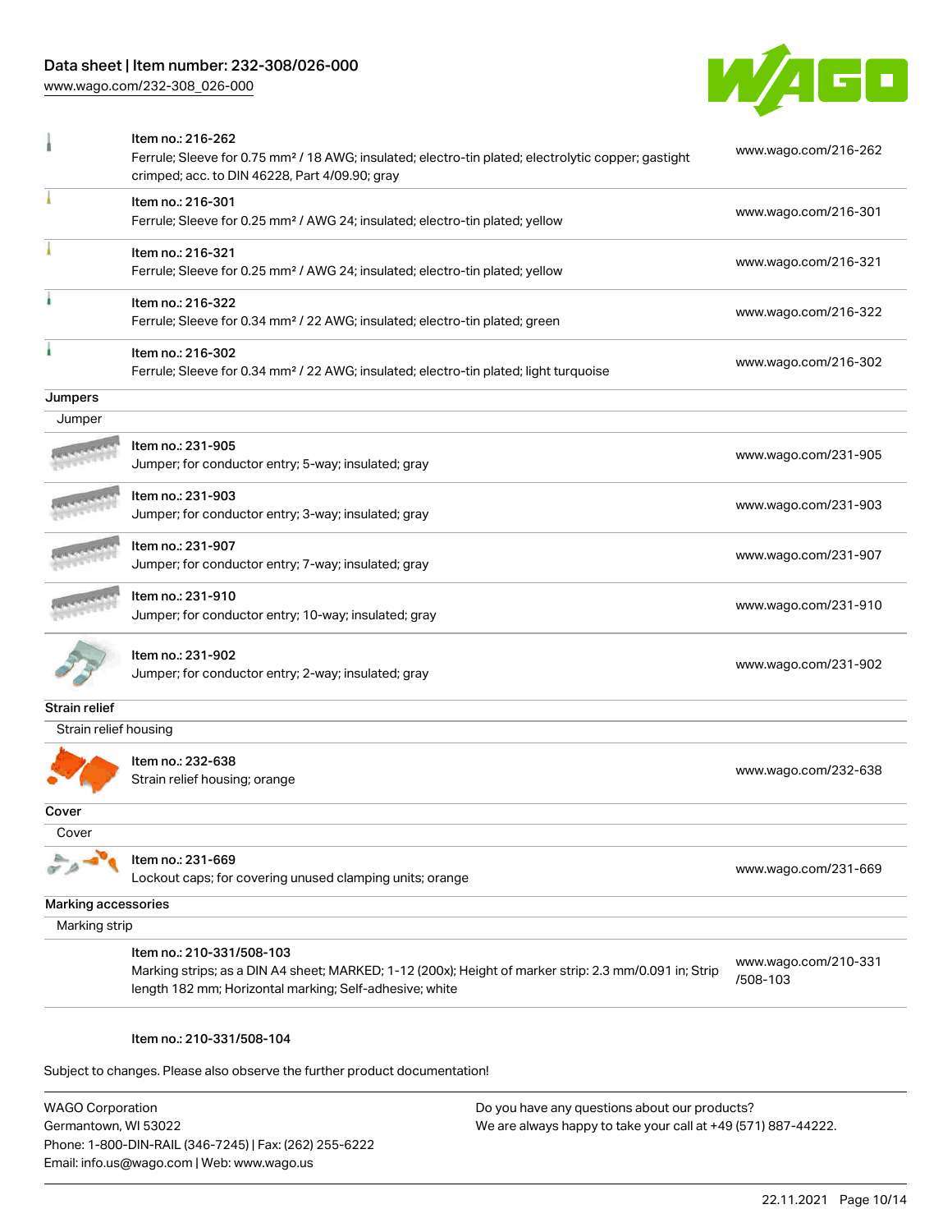| | | |
|---|---|---|
| | Item no.: 216-262<br>Ferrule; Sleeve for 0.75 mm² / 18 AWG; insulated; electro-tin plated; electrolytic copper; gastight crimped; acc. to DIN 46228, Part 4/09.90; gray | www.wago.com/216-262 |
| | Item no.: 216-301<br>Ferrule; Sleeve for 0.25 mm² / AWG 24; insulated; electro-tin plated; yellow | www.wago.com/216-301 |
| | Item no.: 216-321<br>Ferrule; Sleeve for 0.25 mm² / AWG 24; insulated; electro-tin plated; yellow | www.wago.com/216-321 |
| | Item no.: 216-322<br>Ferrule; Sleeve for 0.34 mm² / 22 AWG; insulated; electro-tin plated; green | www.wago.com/216-322 |
| | Item no.: 216-302<br>Ferrule; Sleeve for 0.34 mm² / 22 AWG; insulated; electro-tin plated; light turquoise | www.wago.com/216-302 |

**Jumpers**

Jumper

| | | |
|---|---|---|
| | Item no.: 231-905<br>Jumper; for conductor entry; 5-way; insulated; gray | www.wago.com/231-905 |
| | Item no.: 231-903<br>Jumper; for conductor entry; 3-way; insulated; gray | www.wago.com/231-903 |
| | Item no.: 231-907<br>Jumper; for conductor entry; 7-way; insulated; gray | www.wago.com/231-907 |
| | Item no.: 231-910<br>Jumper; for conductor entry; 10-way; insulated; gray | www.wago.com/231-910 |
| | Item no.: 231-902<br>Jumper; for conductor entry; 2-way; insulated; gray | www.wago.com/231-902 |

**Strain relief**

Strain relief housing

| | | |
|---|---|---|
| | Item no.: 232-638<br>Strain relief housing; orange | www.wago.com/232-638 |

**Cover**

Cover

| | | |
|---|---|---|
| | Item no.: 231-669<br>Lockout caps; for covering unused clamping units; orange | www.wago.com/231-669 |

**Marking accessories**

Marking strip

| | | |
|---|---|---|
| | Item no.: 210-331/508-103<br>Marking strips; as a DIN A4 sheet; MARKED; 1-12 (200x); Height of marker strip: 2.3 mm/0.091 in; Strip length 182 mm; Horizontal marking; Self-adhesive; white | www.wago.com/210-331/508-103 |
| | Item no.: 210-331/508-104 | |

Subject to changes. Please also observe the further product documentation!

WAGO Corporation
Germantown, WI 53022
Phone: 1-800-DIN-RAIL (346-7245) | Fax: (262) 255-6222
Email: info.us@wago.com | Web: www.wago.us

Do you have any questions about our products?
We are always happy to take your call at +49 (571) 887-44222.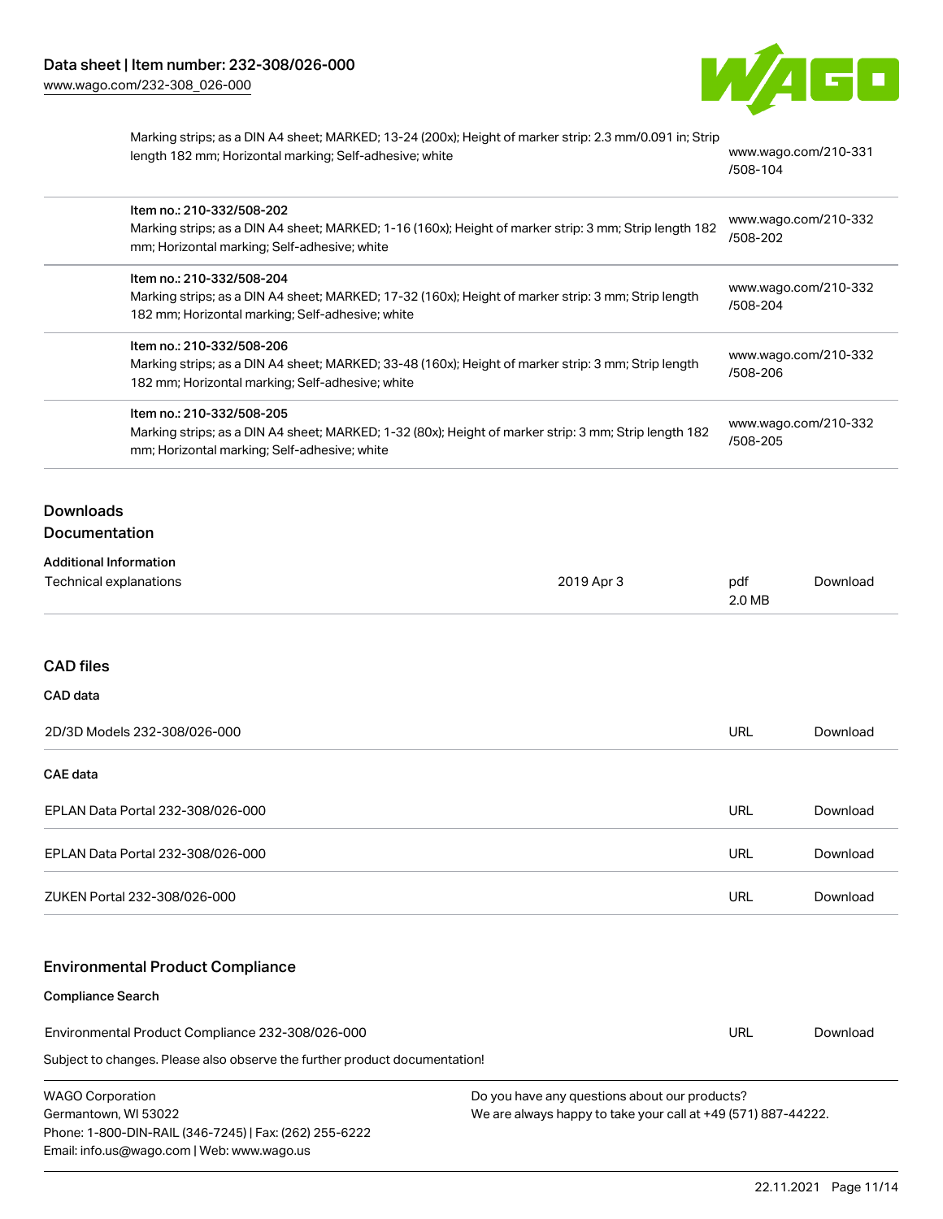| | | |
|---|---|---|
| | Marking strips; as a DIN A4 sheet; MARKED; 13-24 (200x); Height of marker strip: 2.3 mm/0.091 in; Strip length 182 mm; Horizontal marking; Self-adhesive; white | www.wago.com/210-331/508-104 |
| | Item no.: 210-332/508-202<br>Marking strips; as a DIN A4 sheet; MARKED; 1-16 (160x); Height of marker strip: 3 mm; Strip length 182 mm; Horizontal marking; Self-adhesive; white | www.wago.com/210-332/508-202 |
| | Item no.: 210-332/508-204<br>Marking strips; as a DIN A4 sheet; MARKED; 17-32 (160x); Height of marker strip: 3 mm; Strip length 182 mm; Horizontal marking; Self-adhesive; white | www.wago.com/210-332/508-204 |
| | Item no.: 210-332/508-206<br>Marking strips; as a DIN A4 sheet; MARKED; 33-48 (160x); Height of marker strip: 3 mm; Strip length 182 mm; Horizontal marking; Self-adhesive; white | www.wago.com/210-332/508-206 |
| | Item no.: 210-332/508-205<br>Marking strips; as a DIN A4 sheet; MARKED; 1-32 (80x); Height of marker strip: 3 mm; Strip length 182 mm; Horizontal marking; Self-adhesive; white | www.wago.com/210-332/508-205 |

## Downloads
### Documentation

**Additional Information**

| | | | |
|---|---|---|---|
| Technical explanations | 2019 Apr 3 | pdf<br>2.0 MB | Download |

## CAD files

**CAD data**

| | | |
|---|---|---|
| 2D/3D Models 232-308/026-000 | URL | Download |

**CAE data**

| | | |
|---|---|---|
| EPLAN Data Portal 232-308/026-000 | URL | Download |
| EPLAN Data Portal 232-308/026-000 | URL | Download |
| ZUKEN Portal 232-308/026-000 | URL | Download |

## Environmental Product Compliance

**Compliance Search**

| | | |
|---|---|---|
| Environmental Product Compliance 232-308/026-000 | URL | Download |

Subject to changes. Please also observe the further product documentation!

WAGO Corporation
Germantown, WI 53022
Phone: 1-800-DIN-RAIL (346-7245) | Fax: (262) 255-6222
Email: info.us@wago.com | Web: www.wago.us

Do you have any questions about our products?
We are always happy to take your call at +49 (571) 887-44222.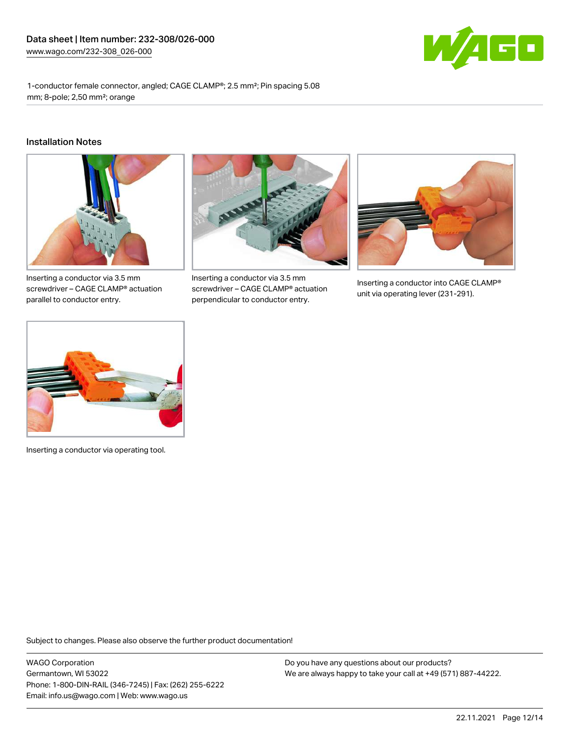Data sheet | Item number: 232-308/026-000
www.wago.com/232-308_026-000

1-conductor female connector, angled; CAGE CLAMP®; 2.5 mm²; Pin spacing 5.08 mm; 8-pole; 2,50 mm²; orange

## Installation Notes

Inserting a conductor via 3.5 mm screwdriver – CAGE CLAMP® actuation parallel to conductor entry.

Inserting a conductor via 3.5 mm screwdriver – CAGE CLAMP® actuation perpendicular to conductor entry.

Inserting a conductor into CAGE CLAMP® unit via operating lever (231-291).

Inserting a conductor via operating tool.

Subject to changes. Please also observe the further product documentation!

WAGO Corporation
Germantown, WI 53022
Phone: 1-800-DIN-RAIL (346-7245) | Fax: (262) 255-6222
Email: info.us@wago.com | Web: www.wago.us

Do you have any questions about our products?
We are always happy to take your call at +49 (571) 887-44222.

22.11.2021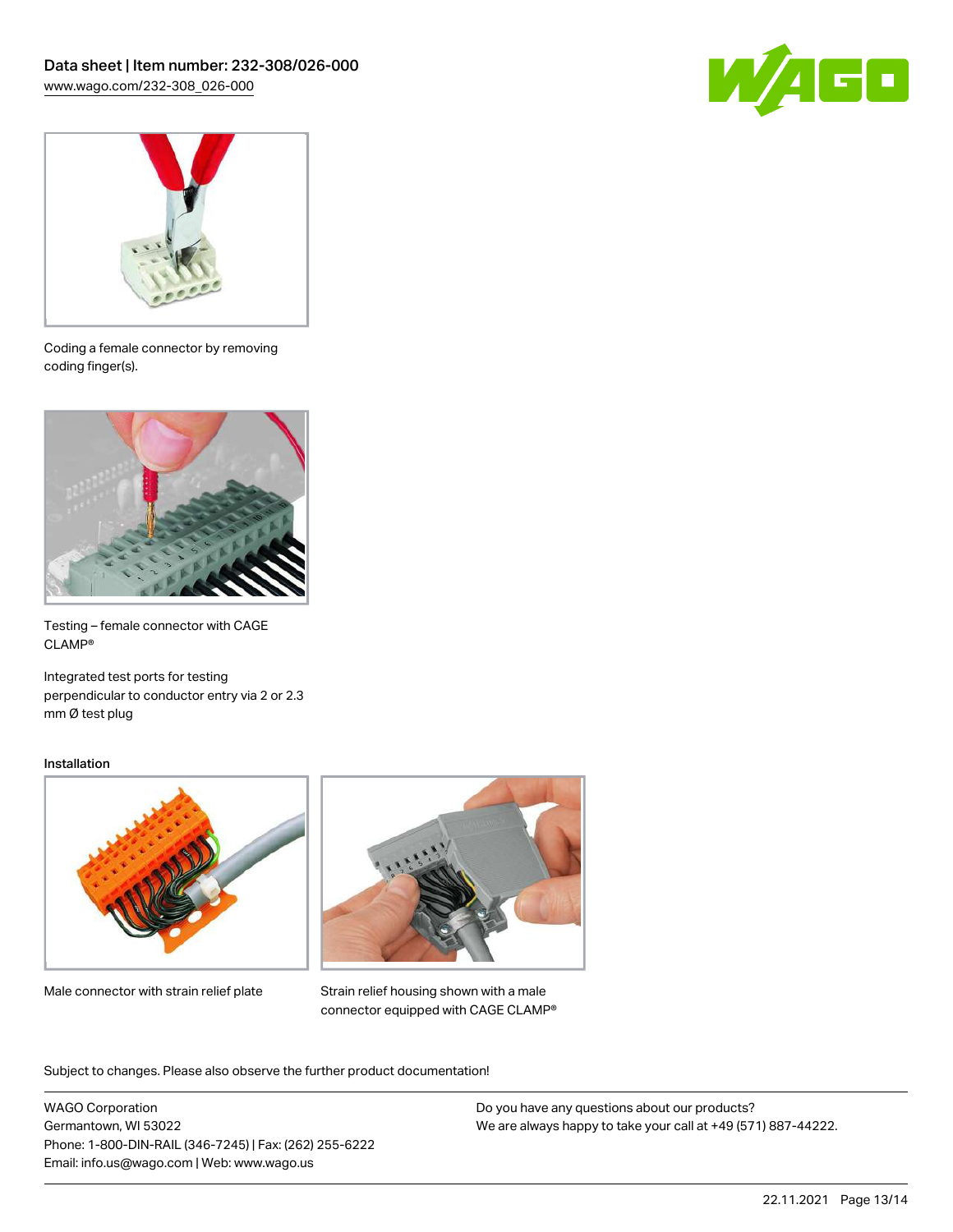Coding a female connector by removing coding finger(s).

Testing – female connector with CAGE CLAMP®

Integrated test ports for testing perpendicular to conductor entry via 2 or 2.3 mm Ø test plug

Installation

Male connector with strain relief plate

Strain relief housing shown with a male connector equipped with CAGE CLAMP®

Subject to changes. Please also observe the further product documentation!

WAGO Corporation
Germantown, WI 53022
Phone: 1-800-DIN-RAIL (346-7245) | Fax: (262) 255-6222
Email: info.us@wago.com | Web: www.wago.us

Do you have any questions about our products?
We are always happy to take your call at +49 (571) 887-44222.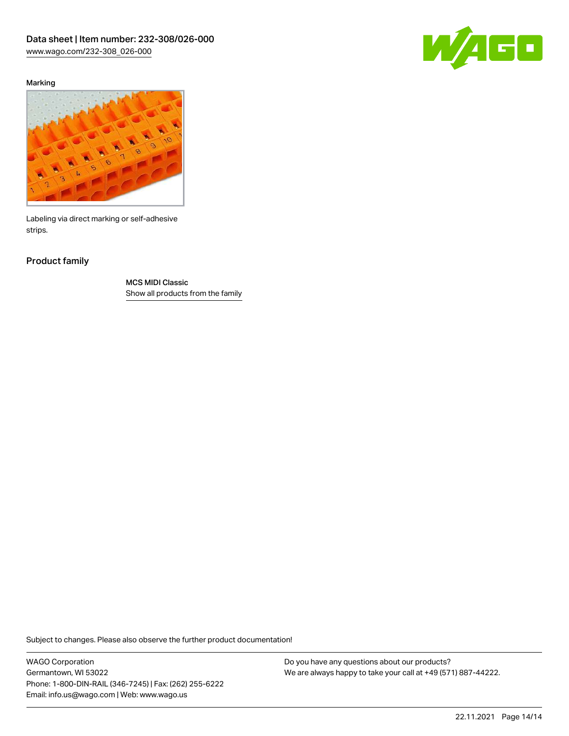Marking

Labeling via direct marking or self-adhesive strips.

## Product family

MCS MIDI Classic
Show all products from the family

Subject to changes. Please also observe the further product documentation!

WAGO Corporation
Germantown, WI 53022
Phone: 1-800-DIN-RAIL (346-7245) | Fax: (262) 255-6222
Email: info.us@wago.com | Web: www.wago.us

Do you have any questions about our products?
We are always happy to take your call at +49 (571) 887-44222.